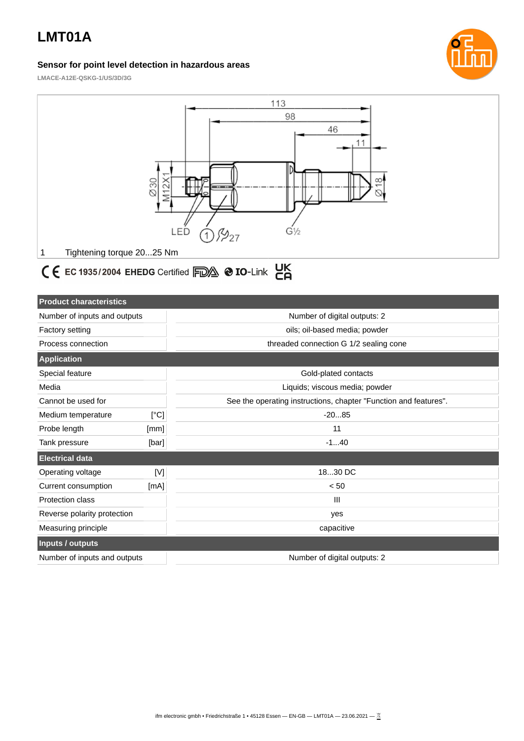# LMT01A

**Sensor for point level detection in hazardous areas**

**LMACE-A12E-QSKG-1/US/3D/3G**

1 Tightening torque 20...25 Nm

CE EC 1935/2004 EHEDG Certified FDA IO-Link UK CA

| Product characteristics | | |
|---|---|---|
| Number of inputs and outputs | | Number of digital outputs: 2 |
| Factory setting | | oils; oil-based media; powder |
| Process connection | | threaded connection G 1/2 sealing cone |
| **Application** | | |
| Special feature | | Gold-plated contacts |
| Media | | Liquids; viscous media; powder |
| Cannot be used for | | See the operating instructions, chapter "Function and features". |
| Medium temperature | [°C] | -20...85 |
| Probe length | [mm] | 11 |
| Tank pressure | [bar] | -1...40 |
| **Electrical data** | | |
| Operating voltage | [V] | 18...30 DC |
| Current consumption | [mA] | < 50 |
| Protection class | | III |
| Reverse polarity protection | | yes |
| Measuring principle | | capacitive |
| **Inputs / outputs** | | |
| Number of inputs and outputs | | Number of digital outputs: 2 |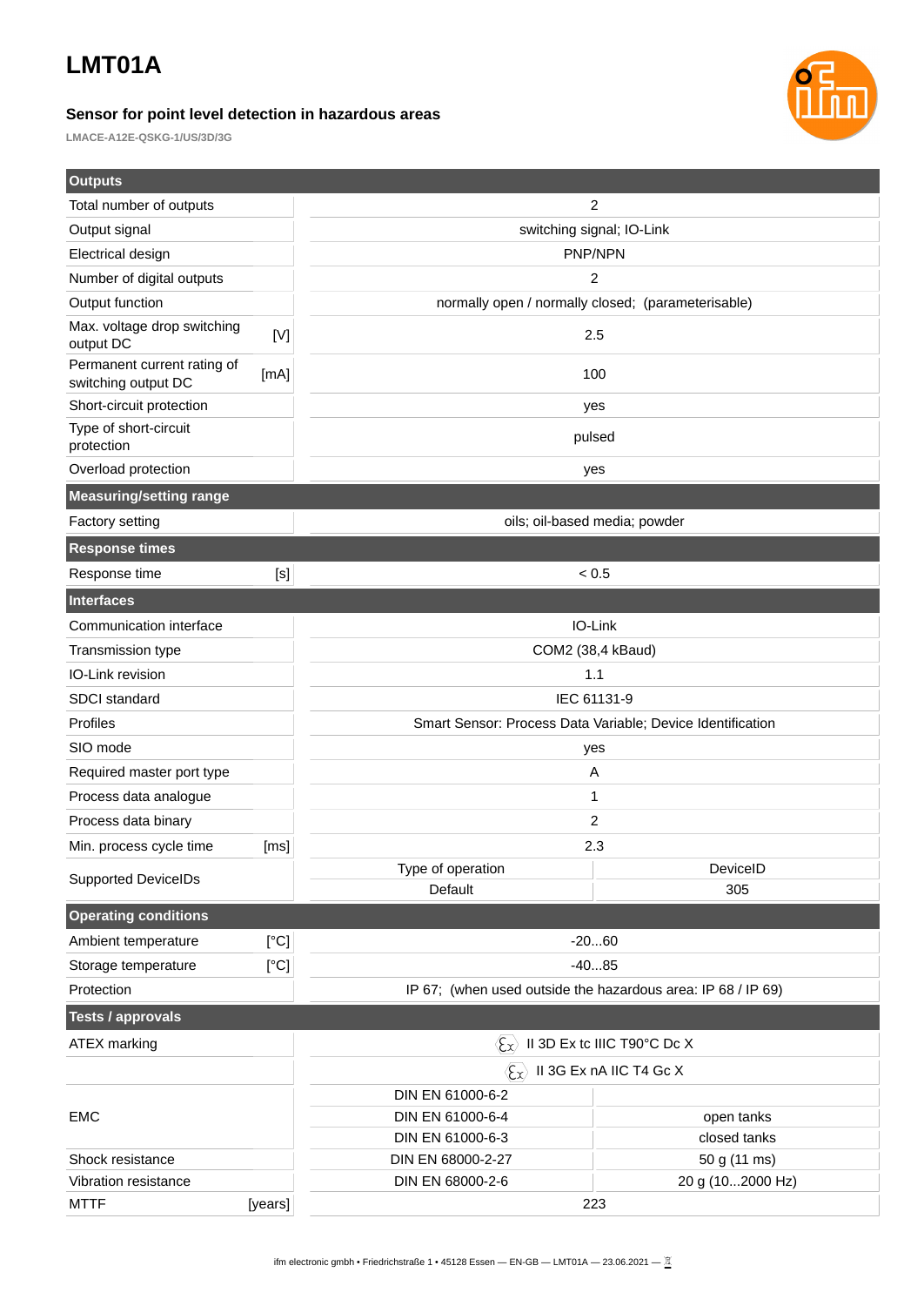# LMT01A

### Sensor for point level detection in hazardous areas

LMACE-A12E-QSKG-1/US/3D/3G

| **Outputs** | | | |
|---|---|---|---|
| Total number of outputs | | 2 | |
| Output signal | | switching signal; IO-Link | |
| Electrical design | | PNP/NPN | |
| Number of digital outputs | | 2 | |
| Output function | | normally open / normally closed; (parameterisable) | |
| Max. voltage drop switching output DC | [V] | 2.5 | |
| Permanent current rating of switching output DC | [mA] | 100 | |
| Short-circuit protection | | yes | |
| Type of short-circuit protection | | pulsed | |
| Overload protection | | yes | |
| **Measuring/setting range** | | | |
| Factory setting | | oils; oil-based media; powder | |
| **Response times** | | | |
| Response time | [s] | < 0.5 | |
| **Interfaces** | | | |
| Communication interface | | IO-Link | |
| Transmission type | | COM2 (38,4 kBaud) | |
| IO-Link revision | | 1.1 | |
| SDCI standard | | IEC 61131-9 | |
| Profiles | | Smart Sensor: Process Data Variable; Device Identification | |
| SIO mode | | yes | |
| Required master port type | | A | |
| Process data analogue | | 1 | |
| Process data binary | | 2 | |
| Min. process cycle time | [ms] | 2.3 | |
| Supported DeviceIDs | | Type of operation | DeviceID |
| | | Default | 305 |
| **Operating conditions** | | | |
| Ambient temperature | [°C] | -20...60 | |
| Storage temperature | [°C] | -40...85 | |
| Protection | | IP 67; (when used outside the hazardous area: IP 68 / IP 69) | |
| **Tests / approvals** | | | |
| ATEX marking | | Ex II 3D Ex tc IIIC T90°C Dc X | |
| | | Ex II 3G Ex nA IIC T4 Gc X | |
| EMC | | DIN EN 61000-6-2 | |
| | | DIN EN 61000-6-4 | open tanks |
| | | DIN EN 61000-6-3 | closed tanks |
| Shock resistance | | DIN EN 68000-2-27 | 50 g (11 ms) |
| Vibration resistance | | DIN EN 68000-2-6 | 20 g (10...2000 Hz) |
| MTTF | [years] | 223 | |

ifm electronic gmbh • Friedrichstraße 1 • 45128 Essen — EN-GB — LMT01A — 23.06.2021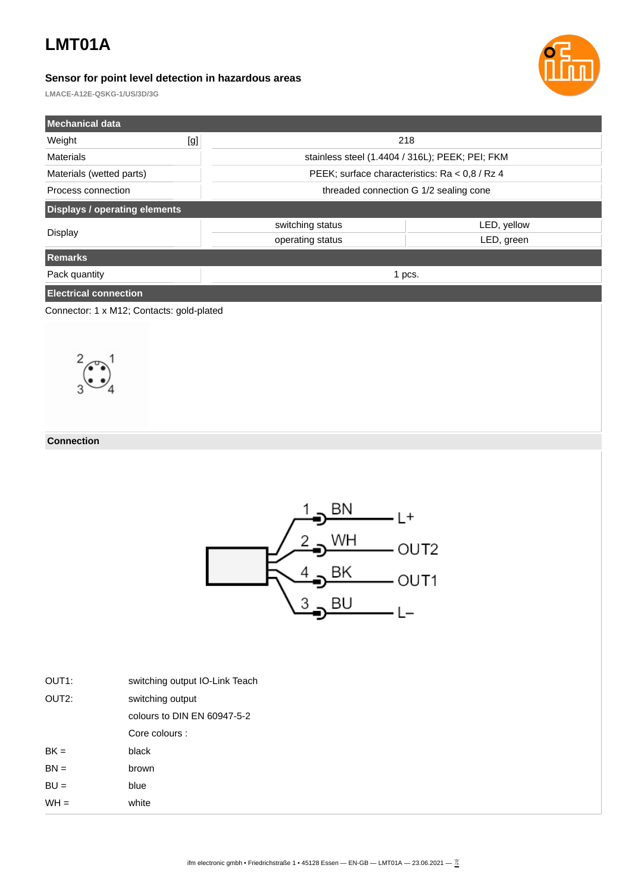# LMT01A

### Sensor for point level detection in hazardous areas

LMACE-A12E-QSKG-1/US/3D/3G

| Mechanical data | | |
|---|---|---|
| Weight | [g] | 218 |
| Materials | | stainless steel (1.4404 / 316L); PEEK; PEI; FKM |
| Materials (wetted parts) | | PEEK; surface characteristics: Ra < 0,8 / Rz 4 |
| Process connection | | threaded connection G 1/2 sealing cone |

| Displays / operating elements | | |
|---|---|---|
| Display | switching status | LED, yellow |
| | operating status | LED, green |

| Remarks | |
|---|---|
| Pack quantity | 1 pcs. |

**Electrical connection**

Connector: 1 x M12; Contacts: gold-plated

2 1
3 4

**Connection**

1 BN L+
2 WH OUT2
4 BK OUT1
3 BU L−

| | |
|---|---|
| OUT1: | switching output IO-Link Teach |
| OUT2: | switching output |
| | colours to DIN EN 60947-5-2 |
| | Core colours : |
| BK = | black |
| BN = | brown |
| BU = | blue |
| WH = | white |